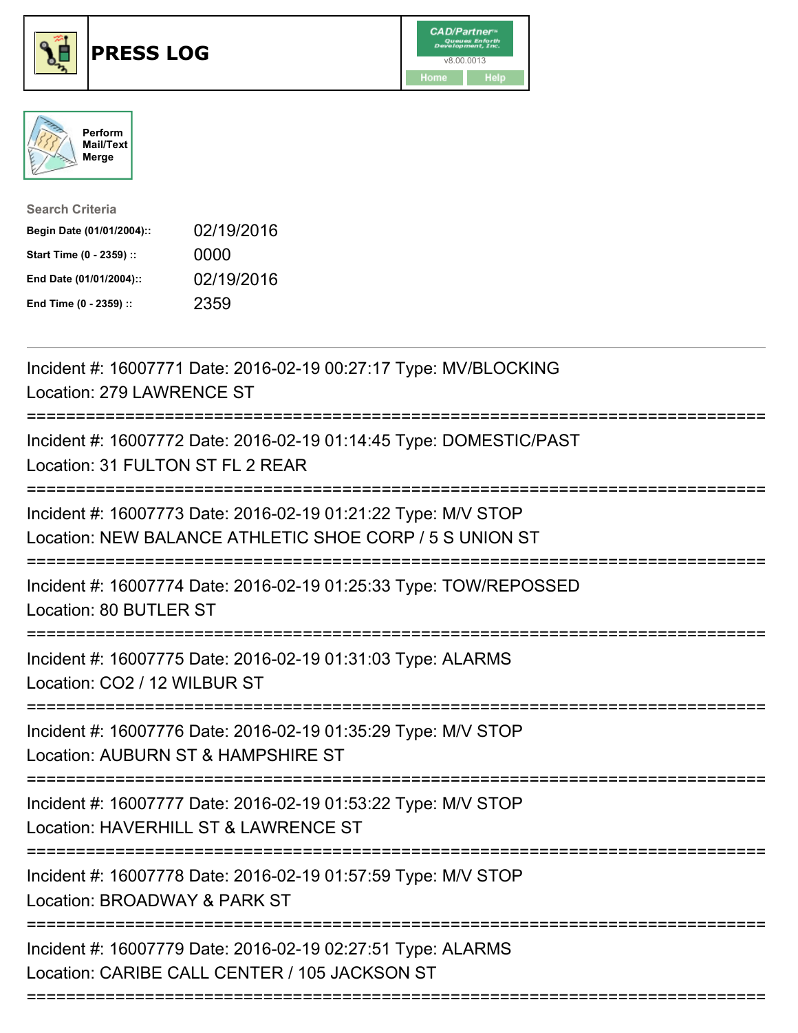# PRESS LOG

Perform Mail/Text Merge

Search Criteria

| | |
|---|---|
| **Begin Date (01/01/2004)::** | 02/19/2016 |
| **Start Time (0 - 2359) ::** | 0000 |
| **End Date (01/01/2004)::** | 02/19/2016 |
| **End Time (0 - 2359) ::** | 2359 |

Incident #: 16007771 Date: 2016-02-19 00:27:17 Type: MV/BLOCKING
Location: 279 LAWRENCE ST
===========================================================================
Incident #: 16007772 Date: 2016-02-19 01:14:45 Type: DOMESTIC/PAST
Location: 31 FULTON ST FL 2 REAR
===========================================================================
Incident #: 16007773 Date: 2016-02-19 01:21:22 Type: M/V STOP
Location: NEW BALANCE ATHLETIC SHOE CORP / 5 S UNION ST
===========================================================================
Incident #: 16007774 Date: 2016-02-19 01:25:33 Type: TOW/REPOSSED
Location: 80 BUTLER ST
===========================================================================
Incident #: 16007775 Date: 2016-02-19 01:31:03 Type: ALARMS
Location: CO2 / 12 WILBUR ST
===========================================================================
Incident #: 16007776 Date: 2016-02-19 01:35:29 Type: M/V STOP
Location: AUBURN ST & HAMPSHIRE ST
===========================================================================
Incident #: 16007777 Date: 2016-02-19 01:53:22 Type: M/V STOP
Location: HAVERHILL ST & LAWRENCE ST
===========================================================================
Incident #: 16007778 Date: 2016-02-19 01:57:59 Type: M/V STOP
Location: BROADWAY & PARK ST
===========================================================================
Incident #: 16007779 Date: 2016-02-19 02:27:51 Type: ALARMS
Location: CARIBE CALL CENTER / 105 JACKSON ST
===========================================================================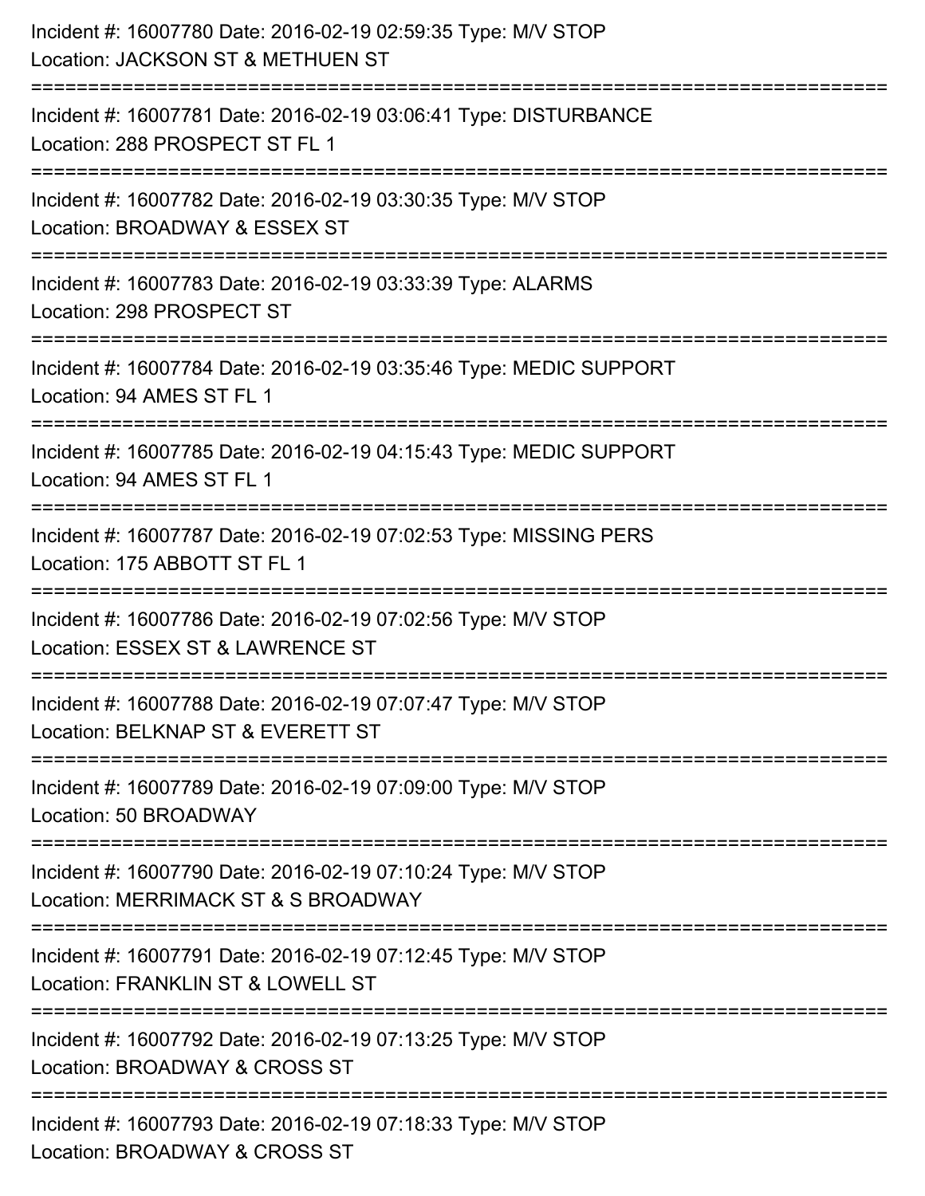Incident #: 16007780 Date: 2016-02-19 02:59:35 Type: M/V STOP
Location: JACKSON ST & METHUEN ST

===========================================================================

Incident #: 16007781 Date: 2016-02-19 03:06:41 Type: DISTURBANCE
Location: 288 PROSPECT ST FL 1

===========================================================================

Incident #: 16007782 Date: 2016-02-19 03:30:35 Type: M/V STOP
Location: BROADWAY & ESSEX ST

===========================================================================

Incident #: 16007783 Date: 2016-02-19 03:33:39 Type: ALARMS
Location: 298 PROSPECT ST

===========================================================================

Incident #: 16007784 Date: 2016-02-19 03:35:46 Type: MEDIC SUPPORT
Location: 94 AMES ST FL 1

===========================================================================

Incident #: 16007785 Date: 2016-02-19 04:15:43 Type: MEDIC SUPPORT
Location: 94 AMES ST FL 1

===========================================================================

Incident #: 16007787 Date: 2016-02-19 07:02:53 Type: MISSING PERS
Location: 175 ABBOTT ST FL 1

===========================================================================

Incident #: 16007786 Date: 2016-02-19 07:02:56 Type: M/V STOP
Location: ESSEX ST & LAWRENCE ST

===========================================================================

Incident #: 16007788 Date: 2016-02-19 07:07:47 Type: M/V STOP
Location: BELKNAP ST & EVERETT ST

===========================================================================

Incident #: 16007789 Date: 2016-02-19 07:09:00 Type: M/V STOP
Location: 50 BROADWAY

===========================================================================

Incident #: 16007790 Date: 2016-02-19 07:10:24 Type: M/V STOP
Location: MERRIMACK ST & S BROADWAY

===========================================================================

Incident #: 16007791 Date: 2016-02-19 07:12:45 Type: M/V STOP
Location: FRANKLIN ST & LOWELL ST

===========================================================================

Incident #: 16007792 Date: 2016-02-19 07:13:25 Type: M/V STOP
Location: BROADWAY & CROSS ST

===========================================================================

Incident #: 16007793 Date: 2016-02-19 07:18:33 Type: M/V STOP
Location: BROADWAY & CROSS ST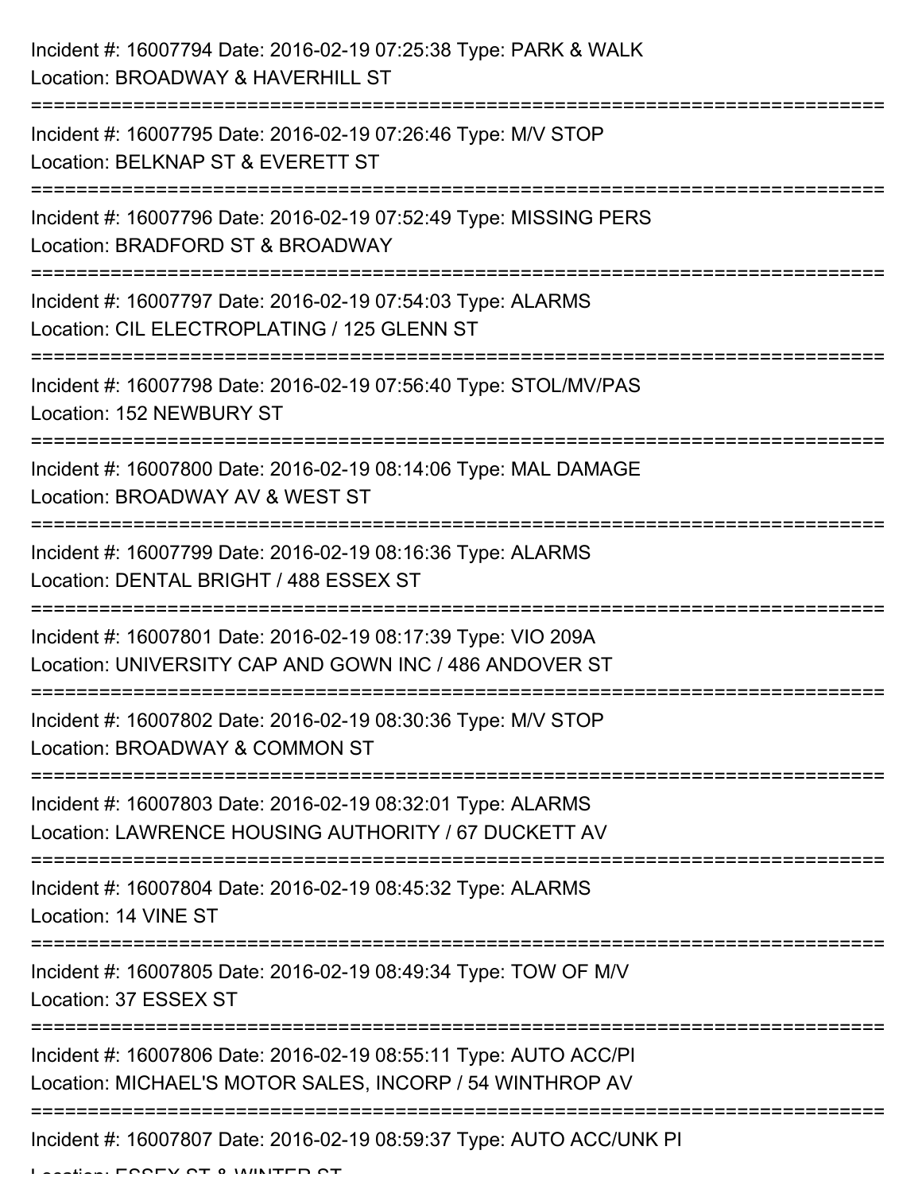Incident #: 16007794 Date: 2016-02-19 07:25:38 Type: PARK & WALK
Location: BROADWAY & HAVERHILL ST

===========================================================================

Incident #: 16007795 Date: 2016-02-19 07:26:46 Type: M/V STOP
Location: BELKNAP ST & EVERETT ST

===========================================================================

Incident #: 16007796 Date: 2016-02-19 07:52:49 Type: MISSING PERS
Location: BRADFORD ST & BROADWAY

===========================================================================

Incident #: 16007797 Date: 2016-02-19 07:54:03 Type: ALARMS
Location: CIL ELECTROPLATING / 125 GLENN ST

===========================================================================

Incident #: 16007798 Date: 2016-02-19 07:56:40 Type: STOL/MV/PAS
Location: 152 NEWBURY ST

===========================================================================

Incident #: 16007800 Date: 2016-02-19 08:14:06 Type: MAL DAMAGE
Location: BROADWAY AV & WEST ST

===========================================================================

Incident #: 16007799 Date: 2016-02-19 08:16:36 Type: ALARMS
Location: DENTAL BRIGHT / 488 ESSEX ST

===========================================================================

Incident #: 16007801 Date: 2016-02-19 08:17:39 Type: VIO 209A
Location: UNIVERSITY CAP AND GOWN INC / 486 ANDOVER ST

===========================================================================

Incident #: 16007802 Date: 2016-02-19 08:30:36 Type: M/V STOP
Location: BROADWAY & COMMON ST

===========================================================================

Incident #: 16007803 Date: 2016-02-19 08:32:01 Type: ALARMS
Location: LAWRENCE HOUSING AUTHORITY / 67 DUCKETT AV

===========================================================================

Incident #: 16007804 Date: 2016-02-19 08:45:32 Type: ALARMS
Location: 14 VINE ST

===========================================================================

Incident #: 16007805 Date: 2016-02-19 08:49:34 Type: TOW OF M/V
Location: 37 ESSEX ST

===========================================================================

Incident #: 16007806 Date: 2016-02-19 08:55:11 Type: AUTO ACC/PI
Location: MICHAEL'S MOTOR SALES, INCORP / 54 WINTHROP AV

===========================================================================

Incident #: 16007807 Date: 2016-02-19 08:59:37 Type: AUTO ACC/UNK PI
Location: ESSEX ST & WINTER ST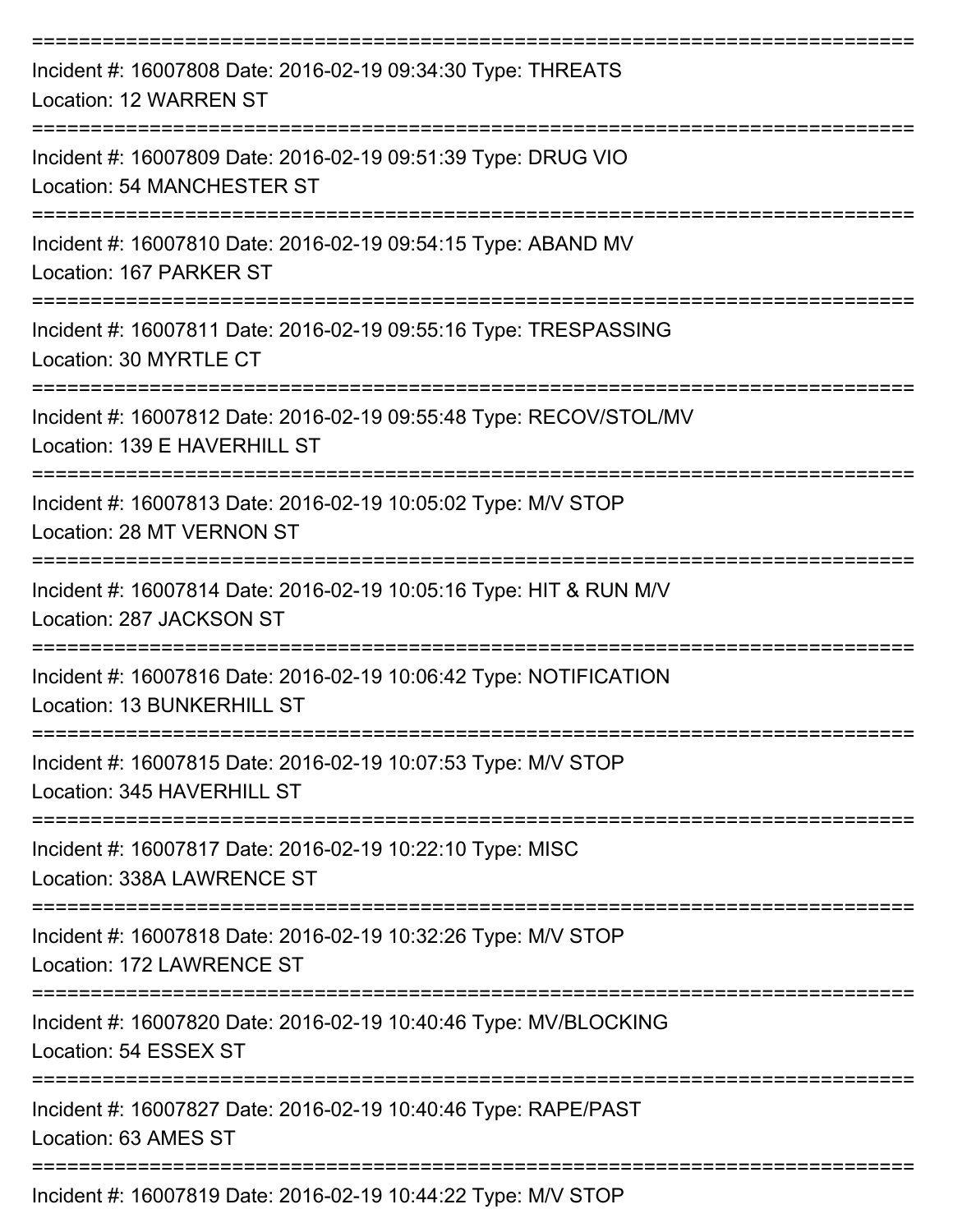==============================================================================
Incident #: 16007808 Date: 2016-02-19 09:34:30 Type: THREATS
Location: 12 WARREN ST
==============================================================================
Incident #: 16007809 Date: 2016-02-19 09:51:39 Type: DRUG VIO
Location: 54 MANCHESTER ST
==============================================================================
Incident #: 16007810 Date: 2016-02-19 09:54:15 Type: ABAND MV
Location: 167 PARKER ST
==============================================================================
Incident #: 16007811 Date: 2016-02-19 09:55:16 Type: TRESPASSING
Location: 30 MYRTLE CT
==============================================================================
Incident #: 16007812 Date: 2016-02-19 09:55:48 Type: RECOV/STOL/MV
Location: 139 E HAVERHILL ST
==============================================================================
Incident #: 16007813 Date: 2016-02-19 10:05:02 Type: M/V STOP
Location: 28 MT VERNON ST
==============================================================================
Incident #: 16007814 Date: 2016-02-19 10:05:16 Type: HIT & RUN M/V
Location: 287 JACKSON ST
==============================================================================
Incident #: 16007816 Date: 2016-02-19 10:06:42 Type: NOTIFICATION
Location: 13 BUNKERHILL ST
==============================================================================
Incident #: 16007815 Date: 2016-02-19 10:07:53 Type: M/V STOP
Location: 345 HAVERHILL ST
==============================================================================
Incident #: 16007817 Date: 2016-02-19 10:22:10 Type: MISC
Location: 338A LAWRENCE ST
==============================================================================
Incident #: 16007818 Date: 2016-02-19 10:32:26 Type: M/V STOP
Location: 172 LAWRENCE ST
==============================================================================
Incident #: 16007820 Date: 2016-02-19 10:40:46 Type: MV/BLOCKING
Location: 54 ESSEX ST
==============================================================================
Incident #: 16007827 Date: 2016-02-19 10:40:46 Type: RAPE/PAST
Location: 63 AMES ST
==============================================================================
Incident #: 16007819 Date: 2016-02-19 10:44:22 Type: M/V STOP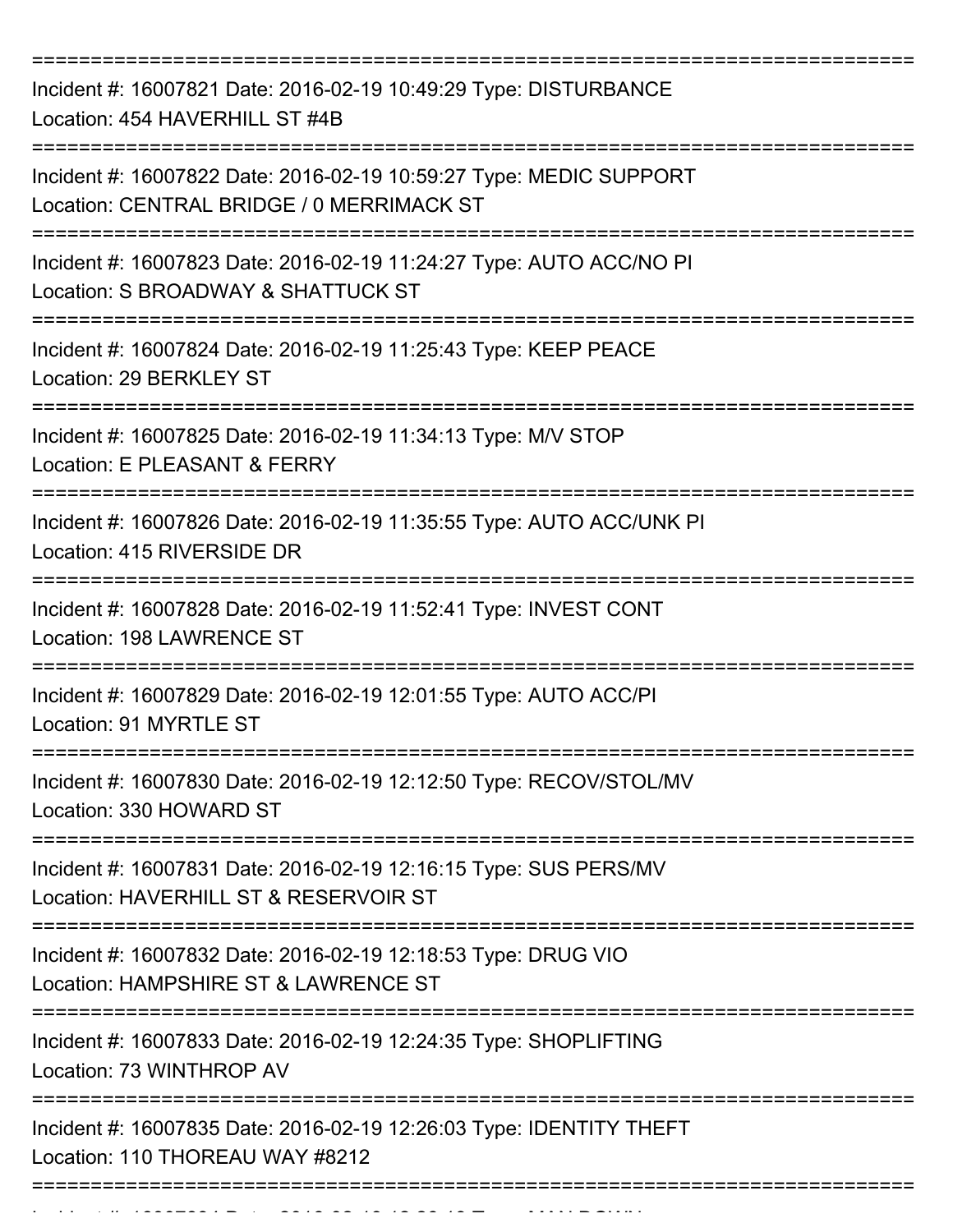===========================================================================

Incident #: 16007821 Date: 2016-02-19 10:49:29 Type: DISTURBANCE
Location: 454 HAVERHILL ST #4B

===========================================================================

Incident #: 16007822 Date: 2016-02-19 10:59:27 Type: MEDIC SUPPORT
Location: CENTRAL BRIDGE / 0 MERRIMACK ST

===========================================================================

Incident #: 16007823 Date: 2016-02-19 11:24:27 Type: AUTO ACC/NO PI
Location: S BROADWAY & SHATTUCK ST

===========================================================================

Incident #: 16007824 Date: 2016-02-19 11:25:43 Type: KEEP PEACE
Location: 29 BERKLEY ST

===========================================================================

Incident #: 16007825 Date: 2016-02-19 11:34:13 Type: M/V STOP
Location: E PLEASANT & FERRY

===========================================================================

Incident #: 16007826 Date: 2016-02-19 11:35:55 Type: AUTO ACC/UNK PI
Location: 415 RIVERSIDE DR

===========================================================================

Incident #: 16007828 Date: 2016-02-19 11:52:41 Type: INVEST CONT
Location: 198 LAWRENCE ST

===========================================================================

Incident #: 16007829 Date: 2016-02-19 12:01:55 Type: AUTO ACC/PI
Location: 91 MYRTLE ST

===========================================================================

Incident #: 16007830 Date: 2016-02-19 12:12:50 Type: RECOV/STOL/MV
Location: 330 HOWARD ST

===========================================================================

Incident #: 16007831 Date: 2016-02-19 12:16:15 Type: SUS PERS/MV
Location: HAVERHILL ST & RESERVOIR ST

===========================================================================

Incident #: 16007832 Date: 2016-02-19 12:18:53 Type: DRUG VIO
Location: HAMPSHIRE ST & LAWRENCE ST

===========================================================================

Incident #: 16007833 Date: 2016-02-19 12:24:35 Type: SHOPLIFTING
Location: 73 WINTHROP AV

===========================================================================

Incident #: 16007835 Date: 2016-02-19 12:26:03 Type: IDENTITY THEFT
Location: 110 THOREAU WAY #8212

===========================================================================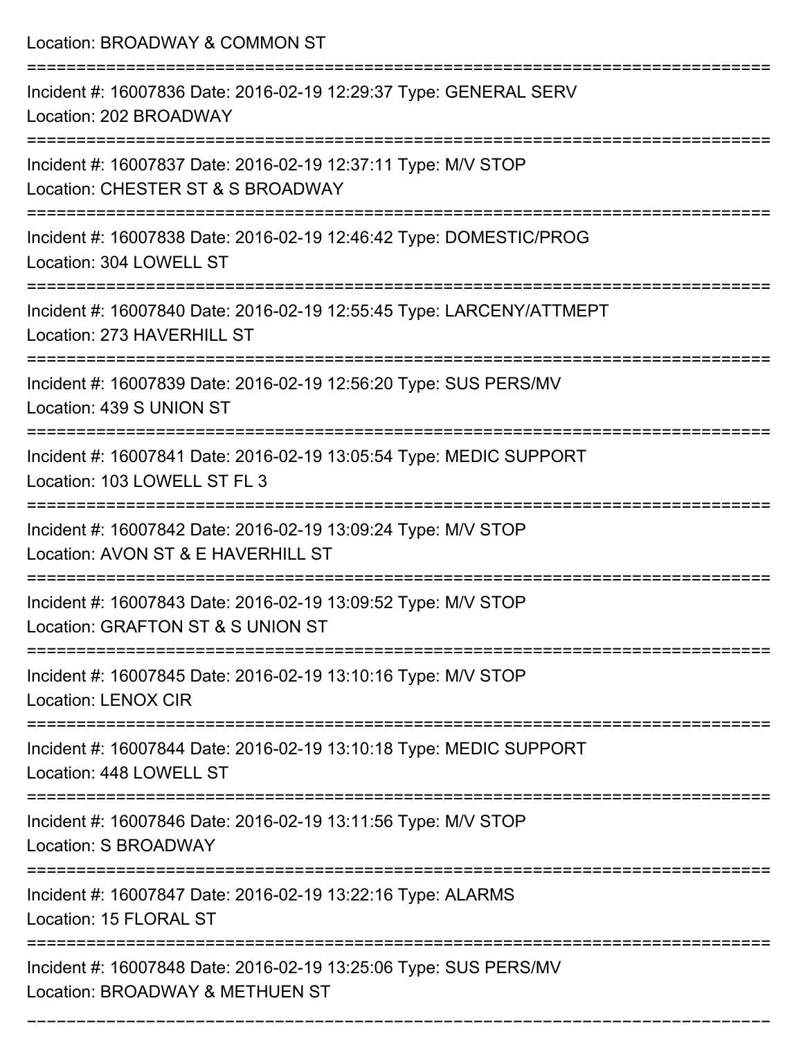Location: BROADWAY & COMMON ST

===========================================================================

Incident #: 16007836 Date: 2016-02-19 12:29:37 Type: GENERAL SERV
Location: 202 BROADWAY

===========================================================================

Incident #: 16007837 Date: 2016-02-19 12:37:11 Type: M/V STOP
Location: CHESTER ST & S BROADWAY

===========================================================================

Incident #: 16007838 Date: 2016-02-19 12:46:42 Type: DOMESTIC/PROG
Location: 304 LOWELL ST

===========================================================================

Incident #: 16007840 Date: 2016-02-19 12:55:45 Type: LARCENY/ATTMEPT
Location: 273 HAVERHILL ST

===========================================================================

Incident #: 16007839 Date: 2016-02-19 12:56:20 Type: SUS PERS/MV
Location: 439 S UNION ST

===========================================================================

Incident #: 16007841 Date: 2016-02-19 13:05:54 Type: MEDIC SUPPORT
Location: 103 LOWELL ST FL 3

===========================================================================

Incident #: 16007842 Date: 2016-02-19 13:09:24 Type: M/V STOP
Location: AVON ST & E HAVERHILL ST

===========================================================================

Incident #: 16007843 Date: 2016-02-19 13:09:52 Type: M/V STOP
Location: GRAFTON ST & S UNION ST

===========================================================================

Incident #: 16007845 Date: 2016-02-19 13:10:16 Type: M/V STOP
Location: LENOX CIR

===========================================================================

Incident #: 16007844 Date: 2016-02-19 13:10:18 Type: MEDIC SUPPORT
Location: 448 LOWELL ST

===========================================================================

Incident #: 16007846 Date: 2016-02-19 13:11:56 Type: M/V STOP
Location: S BROADWAY

===========================================================================

Incident #: 16007847 Date: 2016-02-19 13:22:16 Type: ALARMS
Location: 15 FLORAL ST

===========================================================================

Incident #: 16007848 Date: 2016-02-19 13:25:06 Type: SUS PERS/MV
Location: BROADWAY & METHUEN ST

===========================================================================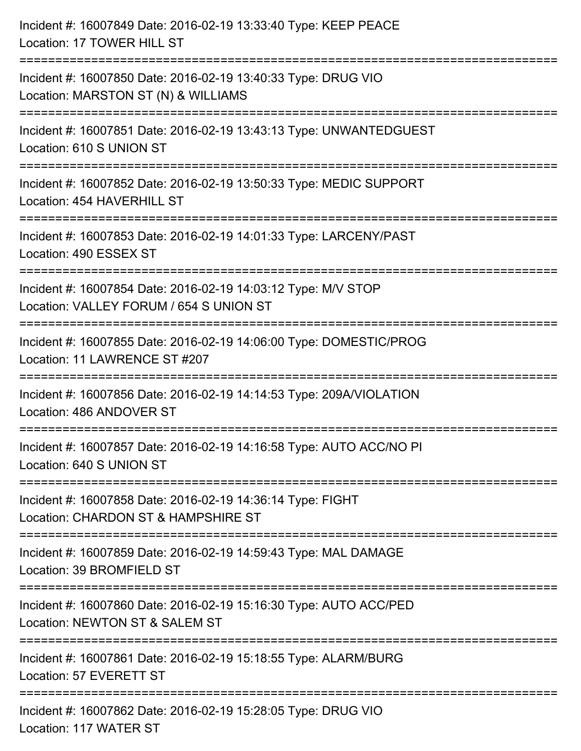Incident #: 16007849 Date: 2016-02-19 13:33:40 Type: KEEP PEACE
Location: 17 TOWER HILL ST

===========================================================================

Incident #: 16007850 Date: 2016-02-19 13:40:33 Type: DRUG VIO
Location: MARSTON ST (N) & WILLIAMS

===========================================================================

Incident #: 16007851 Date: 2016-02-19 13:43:13 Type: UNWANTEDGUEST
Location: 610 S UNION ST

===========================================================================

Incident #: 16007852 Date: 2016-02-19 13:50:33 Type: MEDIC SUPPORT
Location: 454 HAVERHILL ST

===========================================================================

Incident #: 16007853 Date: 2016-02-19 14:01:33 Type: LARCENY/PAST
Location: 490 ESSEX ST

===========================================================================

Incident #: 16007854 Date: 2016-02-19 14:03:12 Type: M/V STOP
Location: VALLEY FORUM / 654 S UNION ST

===========================================================================

Incident #: 16007855 Date: 2016-02-19 14:06:00 Type: DOMESTIC/PROG
Location: 11 LAWRENCE ST #207

===========================================================================

Incident #: 16007856 Date: 2016-02-19 14:14:53 Type: 209A/VIOLATION
Location: 486 ANDOVER ST

===========================================================================

Incident #: 16007857 Date: 2016-02-19 14:16:58 Type: AUTO ACC/NO PI
Location: 640 S UNION ST

===========================================================================

Incident #: 16007858 Date: 2016-02-19 14:36:14 Type: FIGHT
Location: CHARDON ST & HAMPSHIRE ST

===========================================================================

Incident #: 16007859 Date: 2016-02-19 14:59:43 Type: MAL DAMAGE
Location: 39 BROMFIELD ST

===========================================================================

Incident #: 16007860 Date: 2016-02-19 15:16:30 Type: AUTO ACC/PED
Location: NEWTON ST & SALEM ST

===========================================================================

Incident #: 16007861 Date: 2016-02-19 15:18:55 Type: ALARM/BURG
Location: 57 EVERETT ST

===========================================================================

Incident #: 16007862 Date: 2016-02-19 15:28:05 Type: DRUG VIO
Location: 117 WATER ST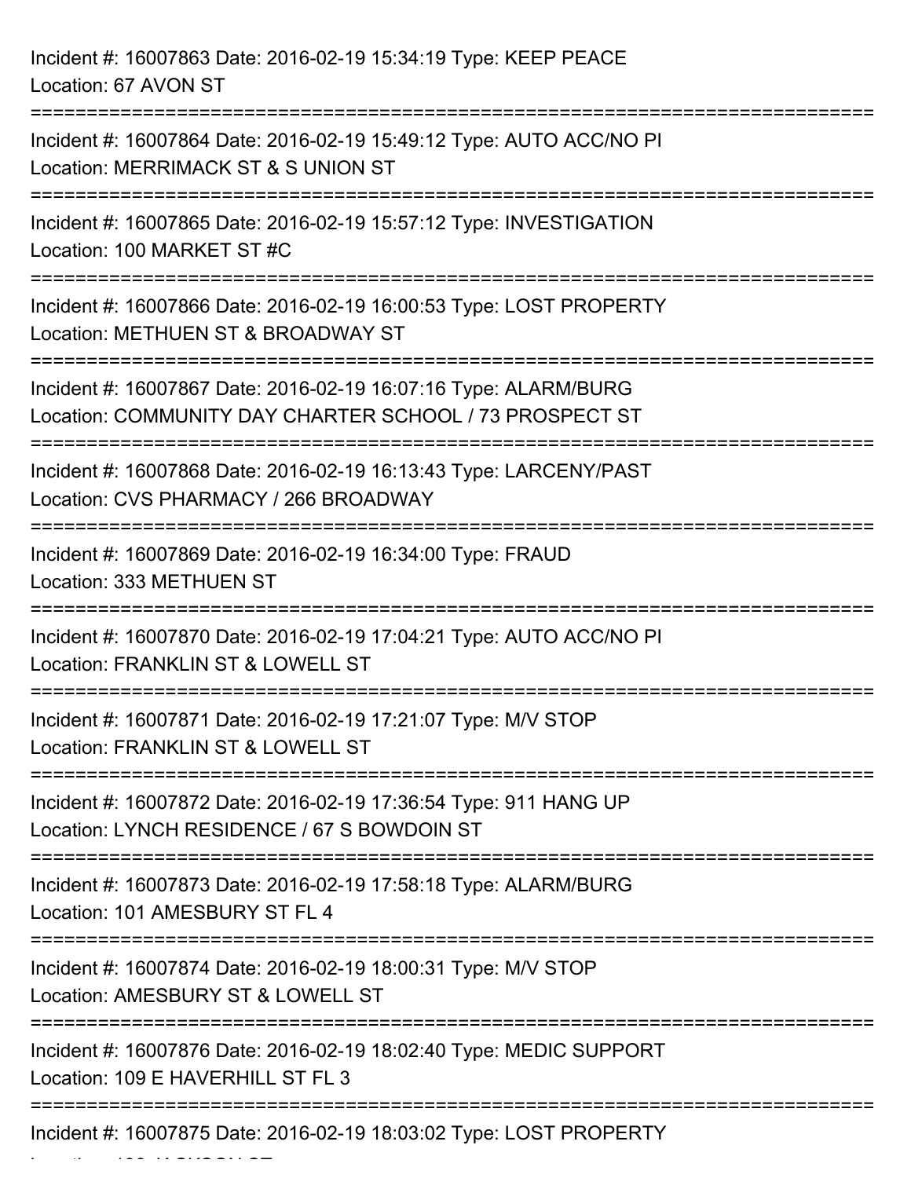Incident #: 16007863 Date: 2016-02-19 15:34:19 Type: KEEP PEACE
Location: 67 AVON ST

===========================================================================

Incident #: 16007864 Date: 2016-02-19 15:49:12 Type: AUTO ACC/NO PI
Location: MERRIMACK ST & S UNION ST

===========================================================================

Incident #: 16007865 Date: 2016-02-19 15:57:12 Type: INVESTIGATION
Location: 100 MARKET ST #C

===========================================================================

Incident #: 16007866 Date: 2016-02-19 16:00:53 Type: LOST PROPERTY
Location: METHUEN ST & BROADWAY ST

===========================================================================

Incident #: 16007867 Date: 2016-02-19 16:07:16 Type: ALARM/BURG
Location: COMMUNITY DAY CHARTER SCHOOL / 73 PROSPECT ST

===========================================================================

Incident #: 16007868 Date: 2016-02-19 16:13:43 Type: LARCENY/PAST
Location: CVS PHARMACY / 266 BROADWAY

===========================================================================

Incident #: 16007869 Date: 2016-02-19 16:34:00 Type: FRAUD
Location: 333 METHUEN ST

===========================================================================

Incident #: 16007870 Date: 2016-02-19 17:04:21 Type: AUTO ACC/NO PI
Location: FRANKLIN ST & LOWELL ST

===========================================================================

Incident #: 16007871 Date: 2016-02-19 17:21:07 Type: M/V STOP
Location: FRANKLIN ST & LOWELL ST

===========================================================================

Incident #: 16007872 Date: 2016-02-19 17:36:54 Type: 911 HANG UP
Location: LYNCH RESIDENCE / 67 S BOWDOIN ST

===========================================================================

Incident #: 16007873 Date: 2016-02-19 17:58:18 Type: ALARM/BURG
Location: 101 AMESBURY ST FL 4

===========================================================================

Incident #: 16007874 Date: 2016-02-19 18:00:31 Type: M/V STOP
Location: AMESBURY ST & LOWELL ST

===========================================================================

Incident #: 16007876 Date: 2016-02-19 18:02:40 Type: MEDIC SUPPORT
Location: 109 E HAVERHILL ST FL 3

===========================================================================

Incident #: 16007875 Date: 2016-02-19 18:03:02 Type: LOST PROPERTY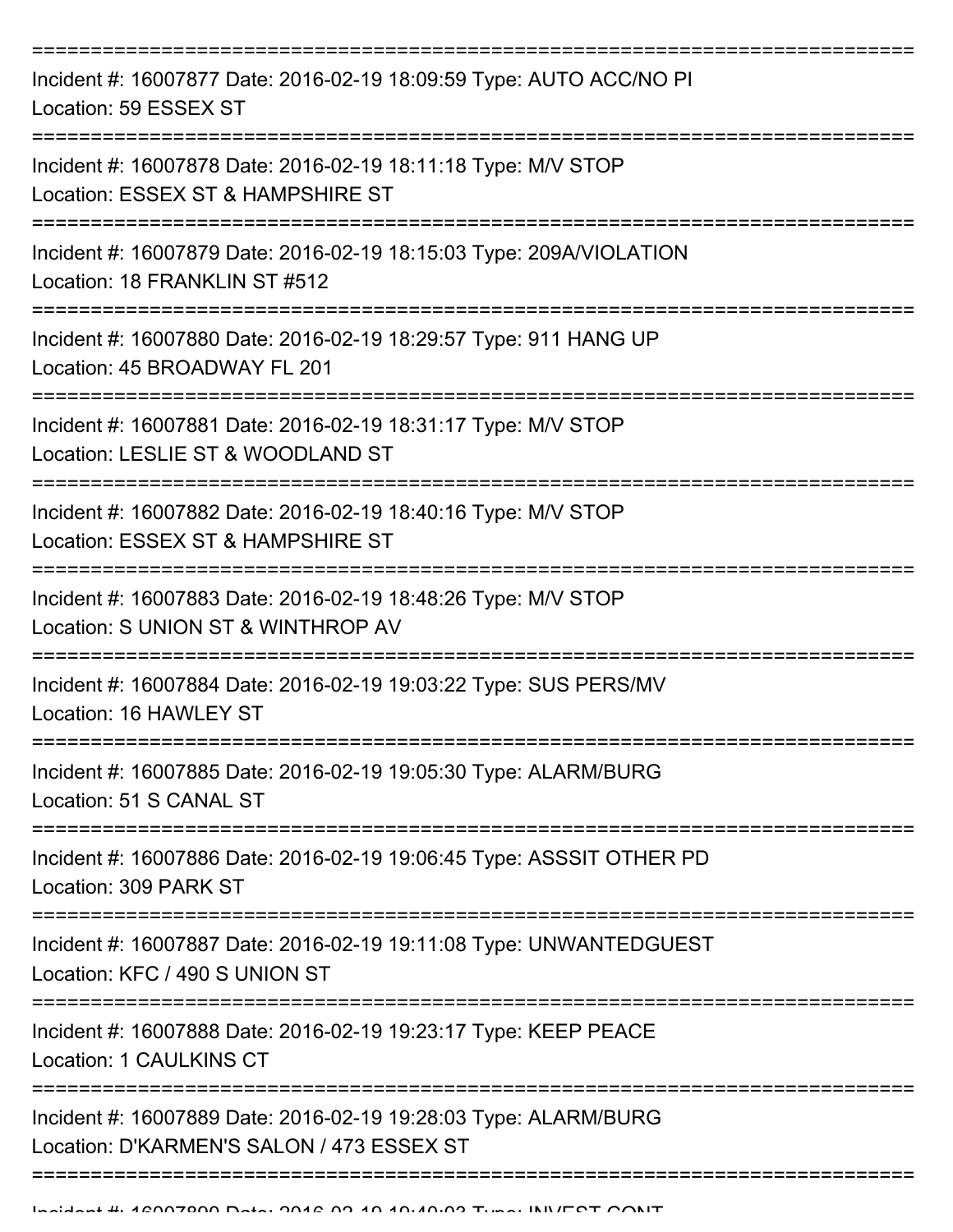===========================================================================

Incident #: 16007877 Date: 2016-02-19 18:09:59 Type: AUTO ACC/NO PI
Location: 59 ESSEX ST

===========================================================================

Incident #: 16007878 Date: 2016-02-19 18:11:18 Type: M/V STOP
Location: ESSEX ST & HAMPSHIRE ST

===========================================================================

Incident #: 16007879 Date: 2016-02-19 18:15:03 Type: 209A/VIOLATION
Location: 18 FRANKLIN ST #512

===========================================================================

Incident #: 16007880 Date: 2016-02-19 18:29:57 Type: 911 HANG UP
Location: 45 BROADWAY FL 201

===========================================================================

Incident #: 16007881 Date: 2016-02-19 18:31:17 Type: M/V STOP
Location: LESLIE ST & WOODLAND ST

===========================================================================

Incident #: 16007882 Date: 2016-02-19 18:40:16 Type: M/V STOP
Location: ESSEX ST & HAMPSHIRE ST

===========================================================================

Incident #: 16007883 Date: 2016-02-19 18:48:26 Type: M/V STOP
Location: S UNION ST & WINTHROP AV

===========================================================================

Incident #: 16007884 Date: 2016-02-19 19:03:22 Type: SUS PERS/MV
Location: 16 HAWLEY ST

===========================================================================

Incident #: 16007885 Date: 2016-02-19 19:05:30 Type: ALARM/BURG
Location: 51 S CANAL ST

===========================================================================

Incident #: 16007886 Date: 2016-02-19 19:06:45 Type: ASSSIT OTHER PD
Location: 309 PARK ST

===========================================================================

Incident #: 16007887 Date: 2016-02-19 19:11:08 Type: UNWANTEDGUEST
Location: KFC / 490 S UNION ST

===========================================================================

Incident #: 16007888 Date: 2016-02-19 19:23:17 Type: KEEP PEACE
Location: 1 CAULKINS CT

===========================================================================

Incident #: 16007889 Date: 2016-02-19 19:28:03 Type: ALARM/BURG
Location: D'KARMEN'S SALON / 473 ESSEX ST

===========================================================================

Incident #: 16007890 Date: 2016-02-19 19:40:03 Type: INVEST CONT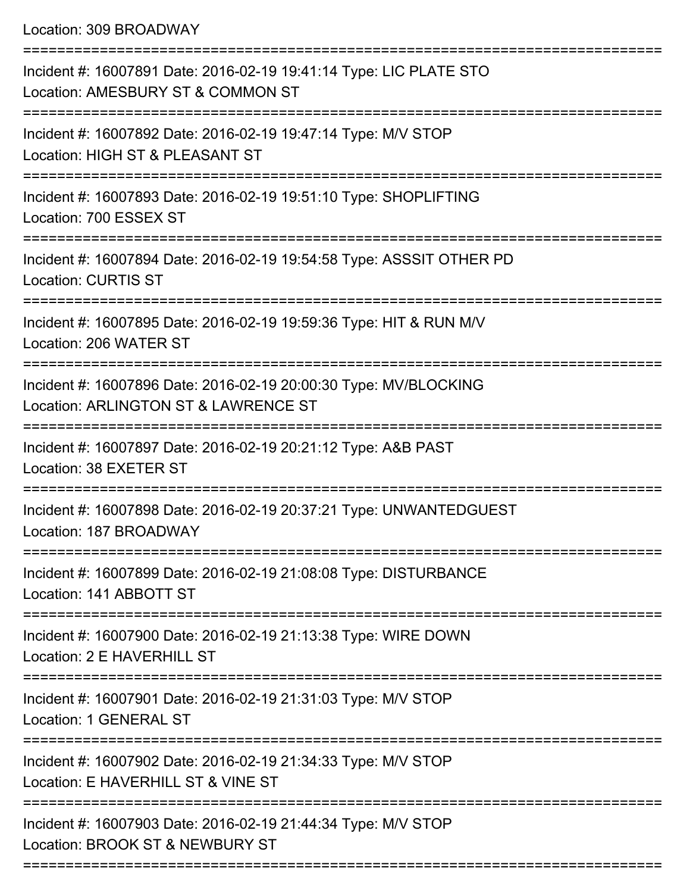Location: 309 BROADWAY

===========================================================================

Incident #: 16007891 Date: 2016-02-19 19:41:14 Type: LIC PLATE STO
Location: AMESBURY ST & COMMON ST

===========================================================================

Incident #: 16007892 Date: 2016-02-19 19:47:14 Type: M/V STOP
Location: HIGH ST & PLEASANT ST

===========================================================================

Incident #: 16007893 Date: 2016-02-19 19:51:10 Type: SHOPLIFTING
Location: 700 ESSEX ST

===========================================================================

Incident #: 16007894 Date: 2016-02-19 19:54:58 Type: ASSSIT OTHER PD
Location: CURTIS ST

===========================================================================

Incident #: 16007895 Date: 2016-02-19 19:59:36 Type: HIT & RUN M/V
Location: 206 WATER ST

===========================================================================

Incident #: 16007896 Date: 2016-02-19 20:00:30 Type: MV/BLOCKING
Location: ARLINGTON ST & LAWRENCE ST

===========================================================================

Incident #: 16007897 Date: 2016-02-19 20:21:12 Type: A&B PAST
Location: 38 EXETER ST

===========================================================================

Incident #: 16007898 Date: 2016-02-19 20:37:21 Type: UNWANTEDGUEST
Location: 187 BROADWAY

===========================================================================

Incident #: 16007899 Date: 2016-02-19 21:08:08 Type: DISTURBANCE
Location: 141 ABBOTT ST

===========================================================================

Incident #: 16007900 Date: 2016-02-19 21:13:38 Type: WIRE DOWN
Location: 2 E HAVERHILL ST

===========================================================================

Incident #: 16007901 Date: 2016-02-19 21:31:03 Type: M/V STOP
Location: 1 GENERAL ST

===========================================================================

Incident #: 16007902 Date: 2016-02-19 21:34:33 Type: M/V STOP
Location: E HAVERHILL ST & VINE ST

===========================================================================

Incident #: 16007903 Date: 2016-02-19 21:44:34 Type: M/V STOP
Location: BROOK ST & NEWBURY ST

===========================================================================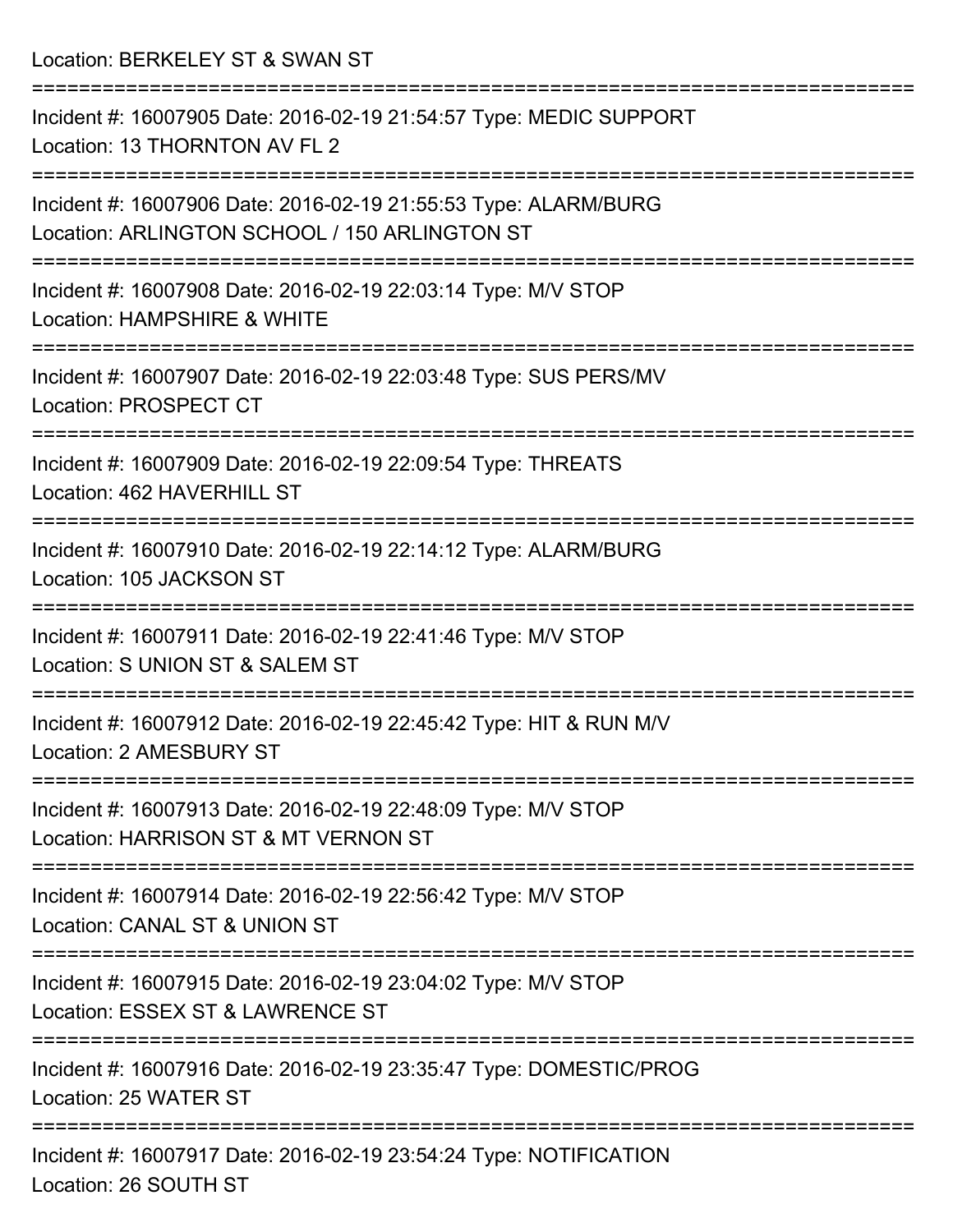Location: BERKELEY ST & SWAN ST

===========================================================================

Incident #: 16007905 Date: 2016-02-19 21:54:57 Type: MEDIC SUPPORT
Location: 13 THORNTON AV FL 2

===========================================================================

Incident #: 16007906 Date: 2016-02-19 21:55:53 Type: ALARM/BURG
Location: ARLINGTON SCHOOL / 150 ARLINGTON ST

===========================================================================

Incident #: 16007908 Date: 2016-02-19 22:03:14 Type: M/V STOP
Location: HAMPSHIRE & WHITE

===========================================================================

Incident #: 16007907 Date: 2016-02-19 22:03:48 Type: SUS PERS/MV
Location: PROSPECT CT

===========================================================================

Incident #: 16007909 Date: 2016-02-19 22:09:54 Type: THREATS
Location: 462 HAVERHILL ST

===========================================================================

Incident #: 16007910 Date: 2016-02-19 22:14:12 Type: ALARM/BURG
Location: 105 JACKSON ST

===========================================================================

Incident #: 16007911 Date: 2016-02-19 22:41:46 Type: M/V STOP
Location: S UNION ST & SALEM ST

===========================================================================

Incident #: 16007912 Date: 2016-02-19 22:45:42 Type: HIT & RUN M/V
Location: 2 AMESBURY ST

===========================================================================

Incident #: 16007913 Date: 2016-02-19 22:48:09 Type: M/V STOP
Location: HARRISON ST & MT VERNON ST

===========================================================================

Incident #: 16007914 Date: 2016-02-19 22:56:42 Type: M/V STOP
Location: CANAL ST & UNION ST

===========================================================================

Incident #: 16007915 Date: 2016-02-19 23:04:02 Type: M/V STOP
Location: ESSEX ST & LAWRENCE ST

===========================================================================

Incident #: 16007916 Date: 2016-02-19 23:35:47 Type: DOMESTIC/PROG
Location: 25 WATER ST

===========================================================================

Incident #: 16007917 Date: 2016-02-19 23:54:24 Type: NOTIFICATION
Location: 26 SOUTH ST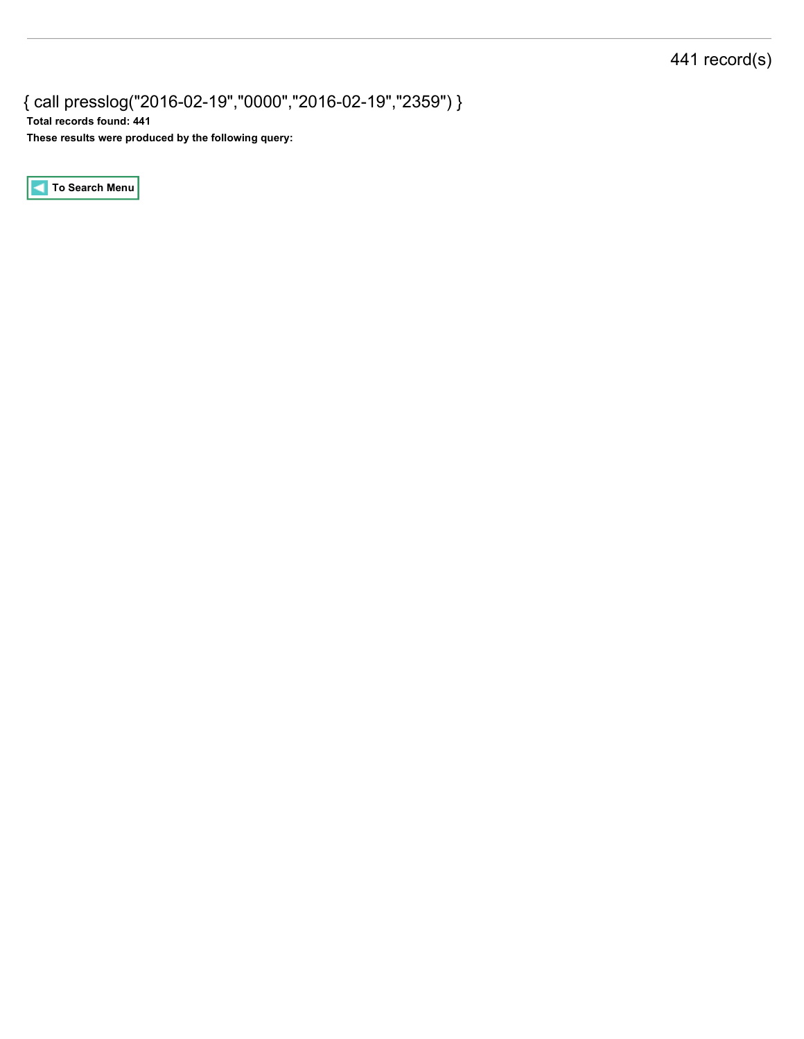441 record(s)

{ call presslog("2016-02-19","0000","2016-02-19","2359") }

**Total records found: 441**

**These results were produced by the following query:**

**To Search Menu**